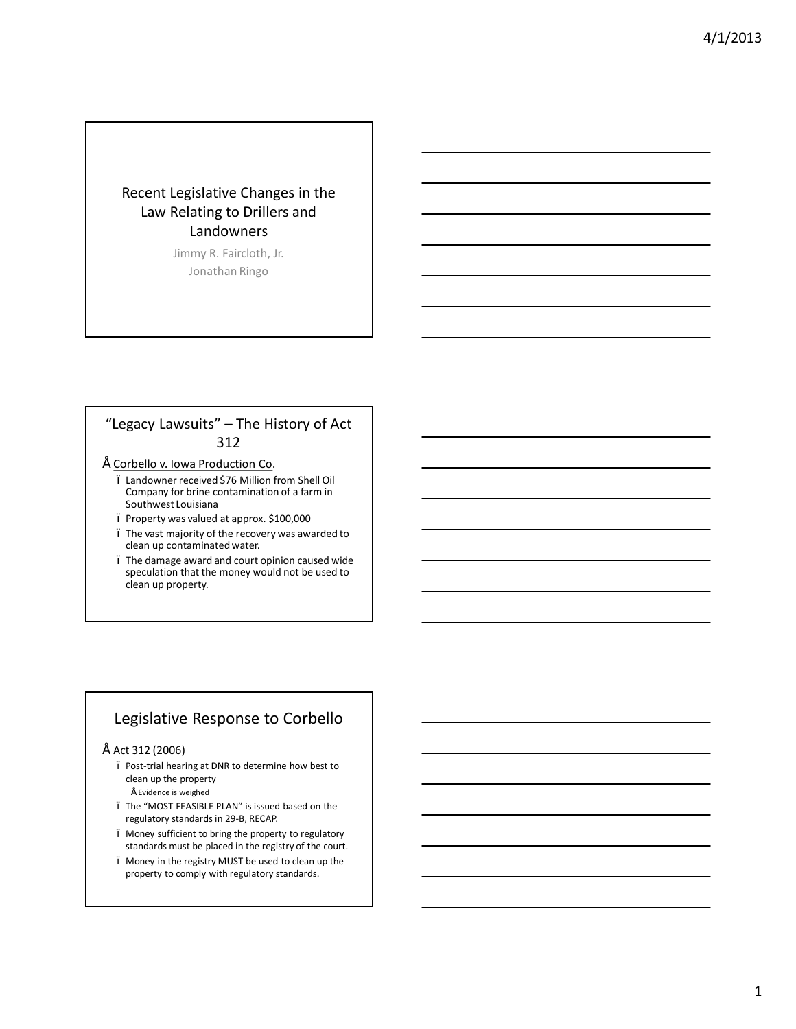# Recent Legislative Changes in the Law Relating to Drillers and Landowners

Jimmy R. Faircloth, Jr.

Jonathan Ringo

## "Legacy Lawsuits" – The History of Act 312

- Corbello v. Iowa Production Co.
  - Landowner received $76 Million from Shell Oil Company for brine contamination of a farm in Southwest Louisiana
  - Property was valued at approx. $100,000
  - The vast majority of the recovery was awarded to clean up contaminated water.
  - The damage award and court opinion caused wide speculation that the money would not be used to clean up property.

## Legislative Response to Corbello

- Act 312 (2006)
  - Post-trial hearing at DNR to determine how best to clean up the property
    - Evidence is weighed
  - The "MOST FEASIBLE PLAN" is issued based on the regulatory standards in 29-B, RECAP.
  - Money sufficient to bring the property to regulatory standards must be placed in the registry of the court.
  - Money in the registry MUST be used to clean up the property to comply with regulatory standards.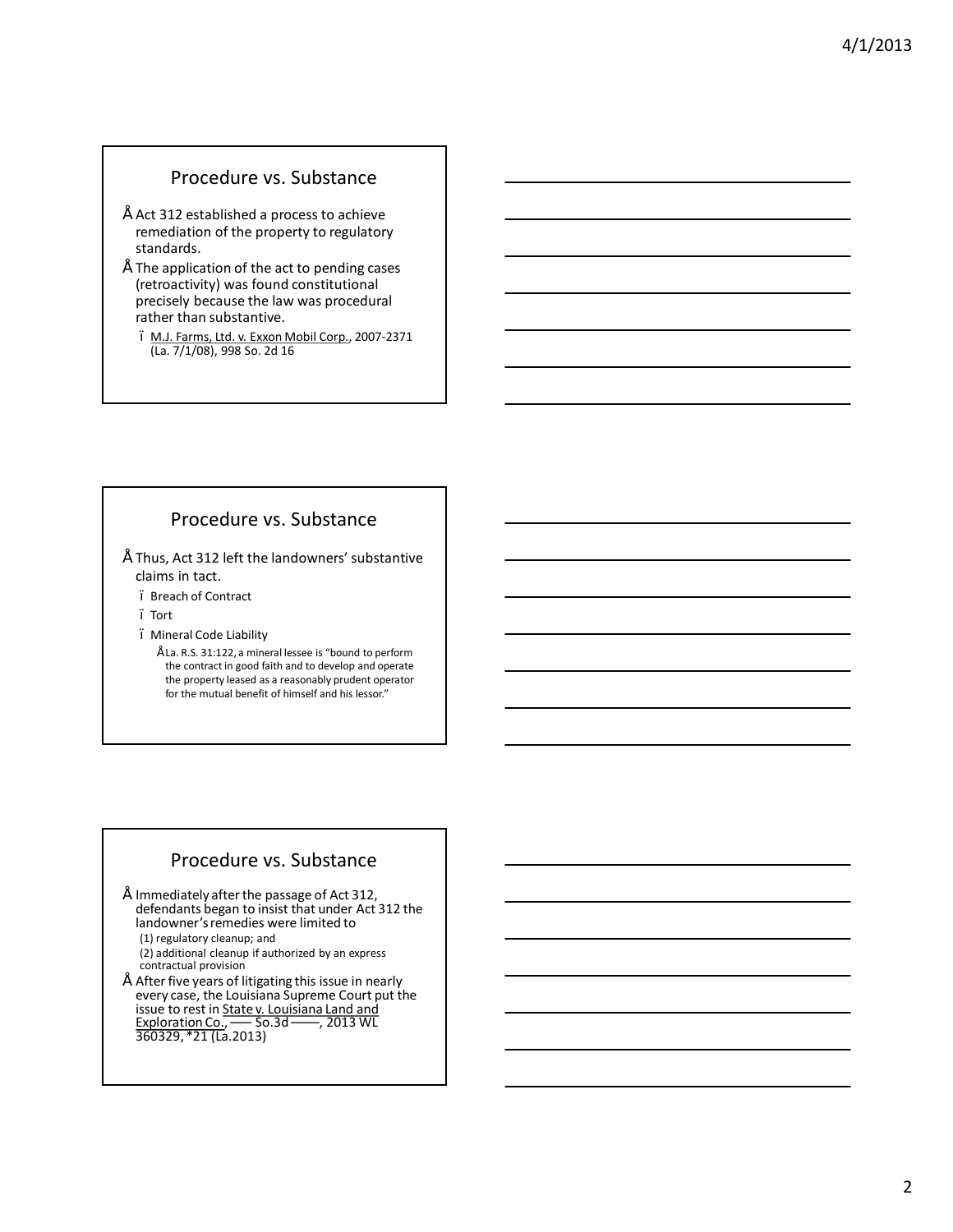## Procedure vs. Substance

- Act 312 established a process to achieve remediation of the property to regulatory standards.
- The application of the act to pending cases (retroactivity) was found constitutional precisely because the law was procedural rather than substantive.
  - M.J. Farms, Ltd. v. Exxon Mobil Corp., 2007-2371 (La. 7/1/08), 998 So. 2d 16

## Procedure vs. Substance

- Thus, Act 312 left the landowners' substantive claims in tact.
  - Breach of Contract
  - Tort
  - Mineral Code Liability
    - La. R.S. 31:122, a mineral lessee is "bound to perform the contract in good faith and to develop and operate the property leased as a reasonably prudent operator for the mutual benefit of himself and his lessor."

## Procedure vs. Substance

- Immediately after the passage of Act 312, defendants began to insist that under Act 312 the landowner's remedies were limited to
  - (1) regulatory cleanup; and
  - (2) additional cleanup if authorized by an express contractual provision
- After five years of litigating this issue in nearly every case, the Louisiana Supreme Court put the issue to rest in State v. Louisiana Land and Exploration Co., ––– So.3d –––, 2013 WL 360329, *21 (La.2013)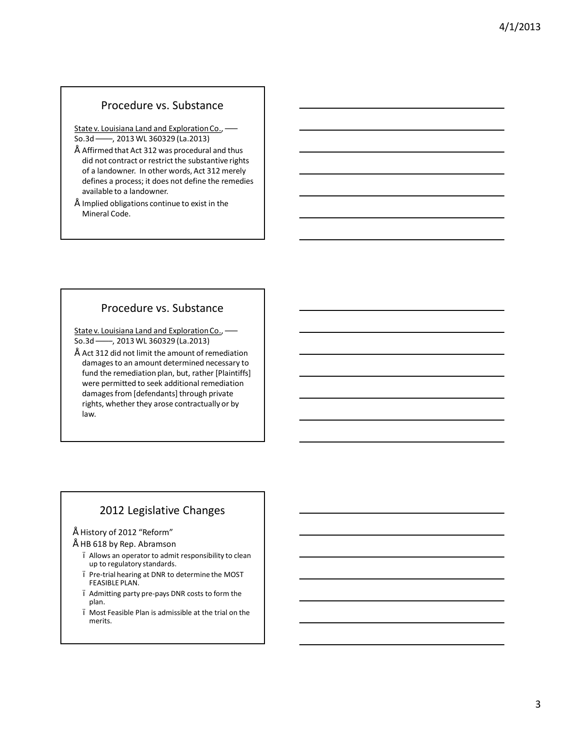## Procedure vs. Substance

State v. Louisiana Land and Exploration Co., ––– So.3d ––––, 2013 WL 360329 (La.2013)

- Affirmed that Act 312 was procedural and thus did not contract or restrict the substantive rights of a landowner. In other words, Act 312 merely defines a process; it does not define the remedies available to a landowner.
- Implied obligations continue to exist in the Mineral Code.

## Procedure vs. Substance

State v. Louisiana Land and Exploration Co., ––– So.3d ––––, 2013 WL 360329 (La.2013)

- Act 312 did not limit the amount of remediation damages to an amount determined necessary to fund the remediation plan, but, rather [Plaintiffs] were permitted to seek additional remediation damages from [defendants] through private rights, whether they arose contractually or by law.

## 2012 Legislative Changes

- History of 2012 "Reform"
- HB 618 by Rep. Abramson
  - Allows an operator to admit responsibility to clean up to regulatory standards.
  - Pre-trial hearing at DNR to determine the MOST FEASIBLE PLAN.
  - Admitting party pre-pays DNR costs to form the plan.
  - Most Feasible Plan is admissible at the trial on the merits.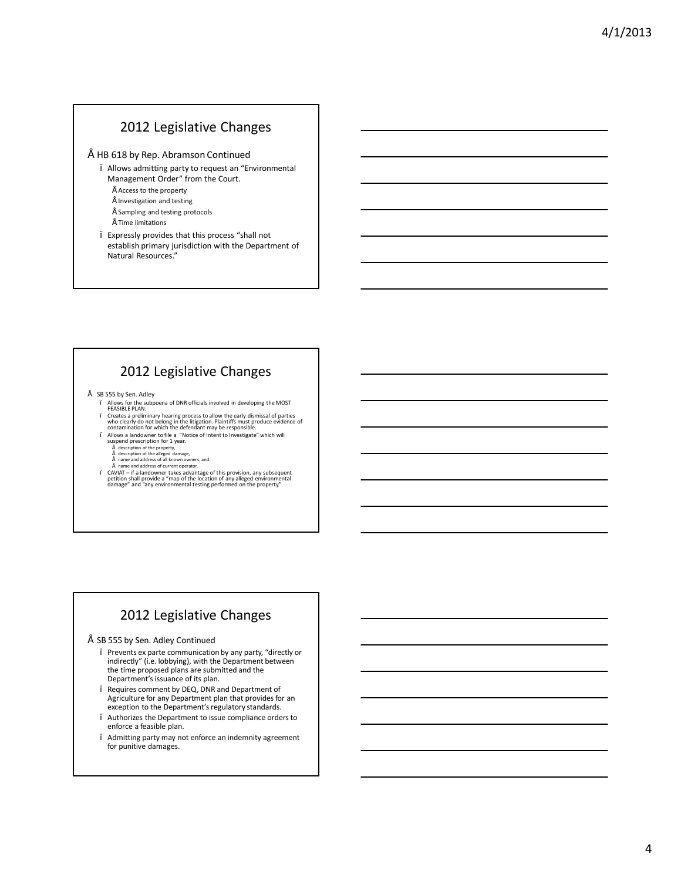## 2012 Legislative Changes

- HB 618 by Rep. Abramson Continued
  - Allows admitting party to request an "Environmental Management Order" from the Court.
    - Access to the property
    - Investigation and testing
    - Sampling and testing protocols
    - Time limitations
  - Expressly provides that this process "shall not establish primary jurisdiction with the Department of Natural Resources."

## 2012 Legislative Changes

- SB 555 by Sen. Adley
  - Allows for the subpoena of DNR officials involved in developing the MOST FEASIBLE PLAN.
  - Creates a preliminary hearing process to allow the early dismissal of parties who clearly do not belong in the litigation. Plaintiffs must produce evidence of contamination for which the defendant may be responsible.
  - Allows a landowner to file a "Notice of Intent to Investigate" which will suspend prescription for 1 year.
    - description of the property,
    - description of the alleged damage,
    - name and address of all known owners, and
    - name and address of current operator.
  - CAVIAT – if a landowner takes advantage of this provision, any subsequent petition shall provide a "map of the location of any alleged environmental damage" and "any environmental testing performed on the property."

## 2012 Legislative Changes

- SB 555 by Sen. Adley Continued
  - Prevents ex parte communication by any party, "directly or indirectly" (i.e. lobbying), with the Department between the time proposed plans are submitted and the Department's issuance of its plan.
  - Requires comment by DEQ, DNR and Department of Agriculture for any Department plan that provides for an exception to the Department's regulatory standards.
  - Authorizes the Department to issue compliance orders to enforce a feasible plan.
  - Admitting party may not enforce an indemnity agreement for punitive damages.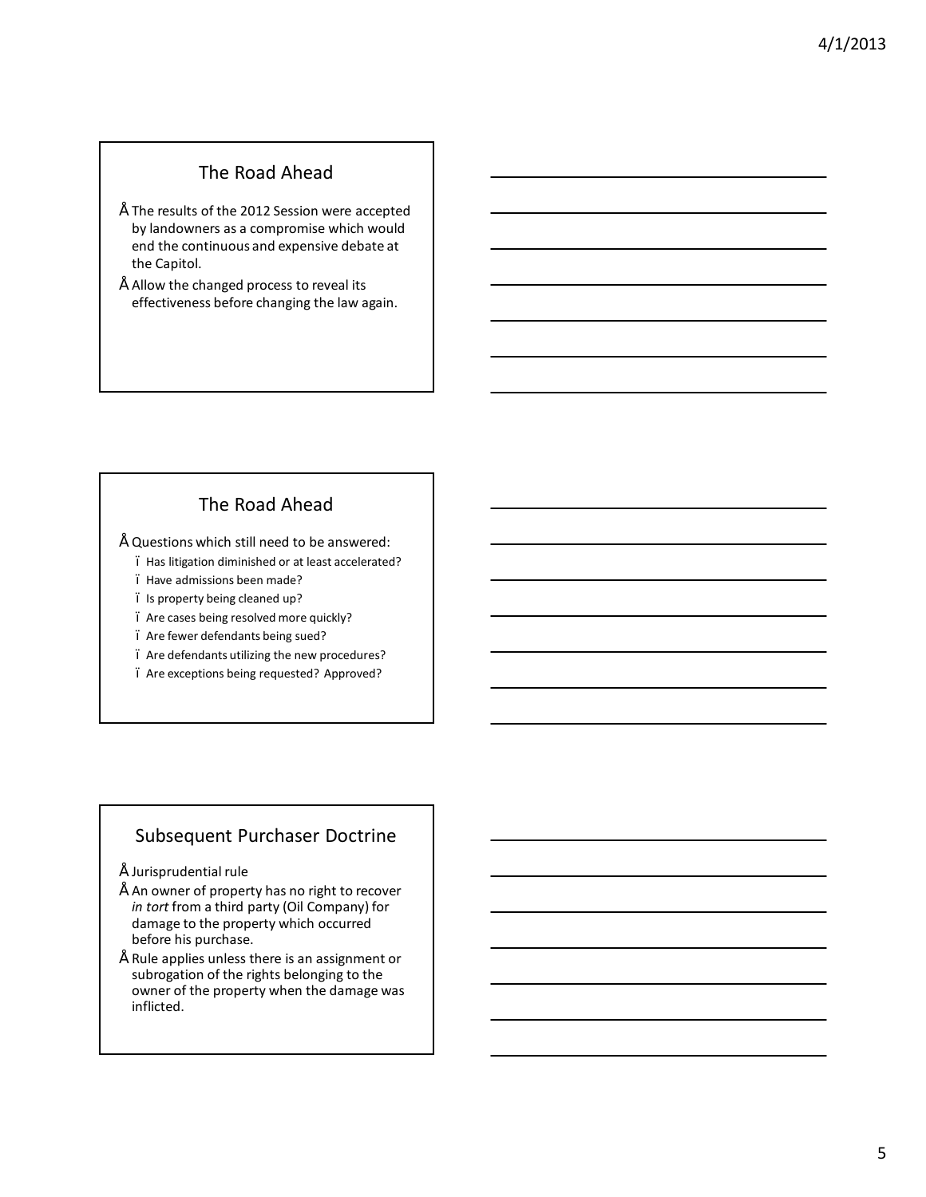## The Road Ahead

- The results of the 2012 Session were accepted by landowners as a compromise which would end the continuous and expensive debate at the Capitol.
- Allow the changed process to reveal its effectiveness before changing the law again.

## The Road Ahead

- Questions which still need to be answered:
  - Has litigation diminished or at least accelerated?
  - Have admissions been made?
  - Is property being cleaned up?
  - Are cases being resolved more quickly?
  - Are fewer defendants being sued?
  - Are defendants utilizing the new procedures?
  - Are exceptions being requested? Approved?

## Subsequent Purchaser Doctrine

- Jurisprudential rule
- An owner of property has no right to recover *in tort* from a third party (Oil Company) for damage to the property which occurred before his purchase.
- Rule applies unless there is an assignment or subrogation of the rights belonging to the owner of the property when the damage was inflicted.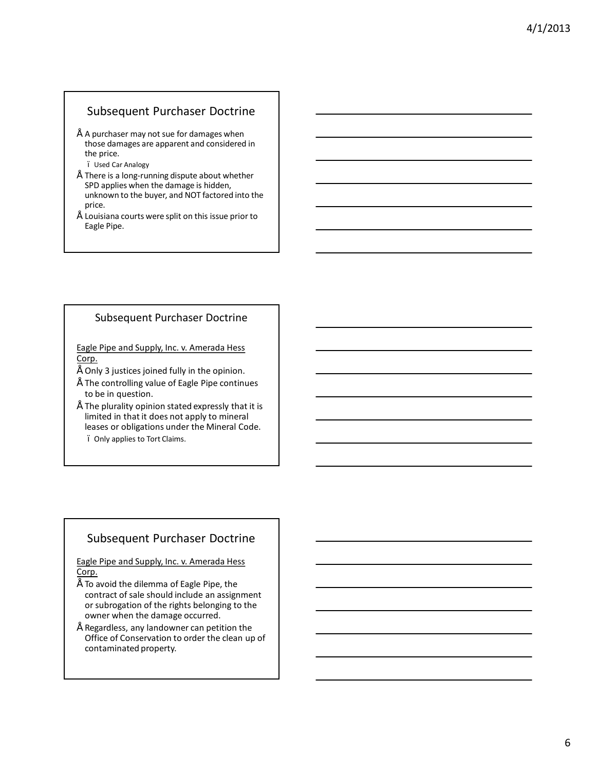## Subsequent Purchaser Doctrine

- A purchaser may not sue for damages when those damages are apparent and considered in the price.
  - Used Car Analogy
- There is a long-running dispute about whether SPD applies when the damage is hidden, unknown to the buyer, and NOT factored into the price.
- Louisiana courts were split on this issue prior to Eagle Pipe.

## Subsequent Purchaser Doctrine

Eagle Pipe and Supply, Inc. v. Amerada Hess Corp.

- Only 3 justices joined fully in the opinion.
- The controlling value of Eagle Pipe continues to be in question.
- The plurality opinion stated expressly that it is limited in that it does not apply to mineral leases or obligations under the Mineral Code.
  - Only applies to Tort Claims.

## Subsequent Purchaser Doctrine

Eagle Pipe and Supply, Inc. v. Amerada Hess Corp.

- To avoid the dilemma of Eagle Pipe, the contract of sale should include an assignment or subrogation of the rights belonging to the owner when the damage occurred.
- Regardless, any landowner can petition the Office of Conservation to order the clean up of contaminated property.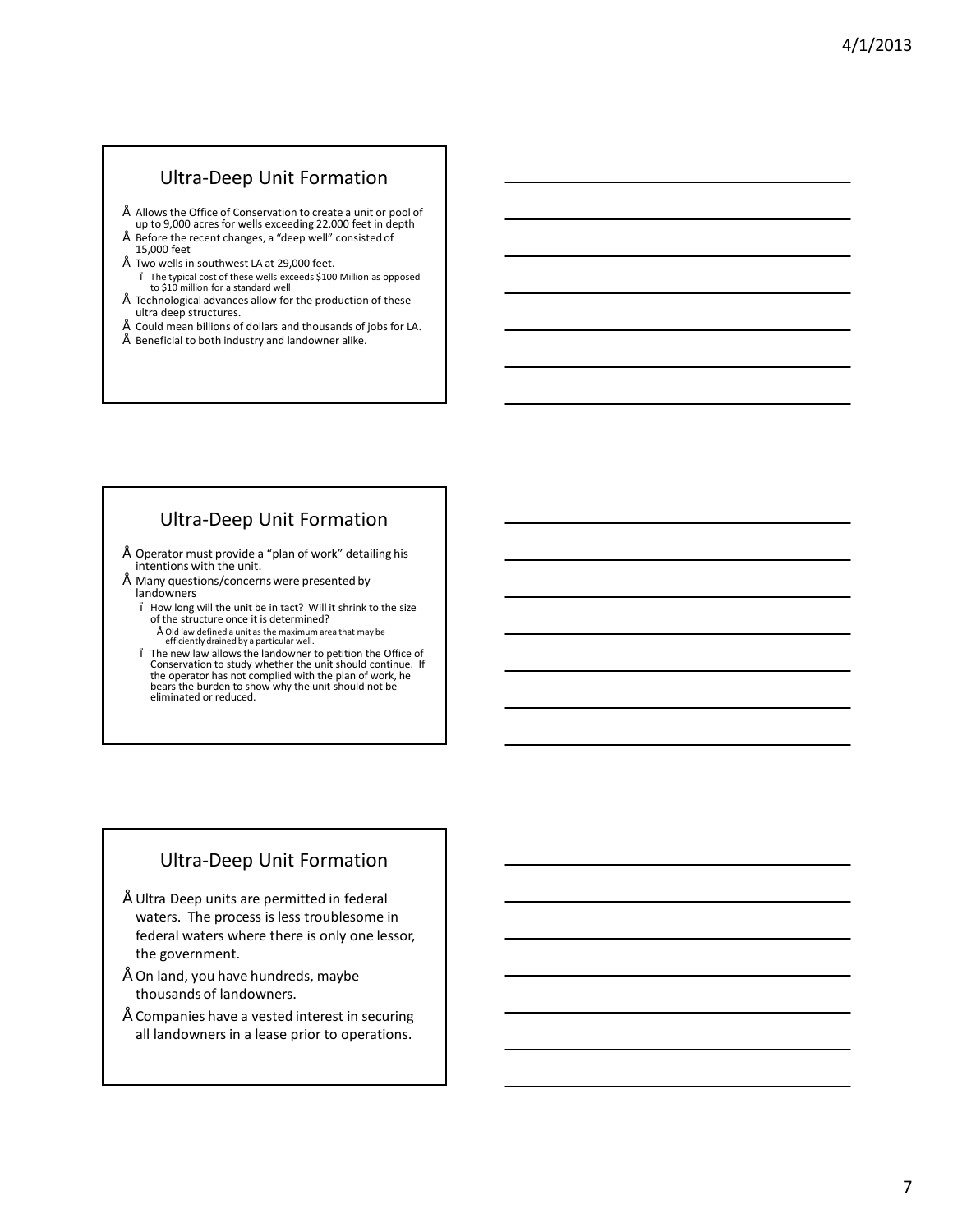## Ultra-Deep Unit Formation

- Allows the Office of Conservation to create a unit or pool of up to 9,000 acres for wells exceeding 22,000 feet in depth
- Before the recent changes, a "deep well" consisted of 15,000 feet
- Two wells in southwest LA at 29,000 feet.
  - The typical cost of these wells exceeds $100 Million as opposed to $10 million for a standard well
- Technological advances allow for the production of these ultra deep structures.
- Could mean billions of dollars and thousands of jobs for LA.
- Beneficial to both industry and landowner alike.

## Ultra-Deep Unit Formation

- Operator must provide a "plan of work" detailing his intentions with the unit.
- Many questions/concerns were presented by landowners
  - How long will the unit be in tact? Will it shrink to the size of the structure once it is determined?
    - Old law defined a unit as the maximum area that may be efficiently drained by a particular well.
  - The new law allows the landowner to petition the Office of Conservation to study whether the unit should continue. If the operator has not complied with the plan of work, he bears the burden to show why the unit should not be eliminated or reduced.

## Ultra-Deep Unit Formation

- Ultra Deep units are permitted in federal waters. The process is less troublesome in federal waters where there is only one lessor, the government.
- On land, you have hundreds, maybe thousands of landowners.
- Companies have a vested interest in securing all landowners in a lease prior to operations.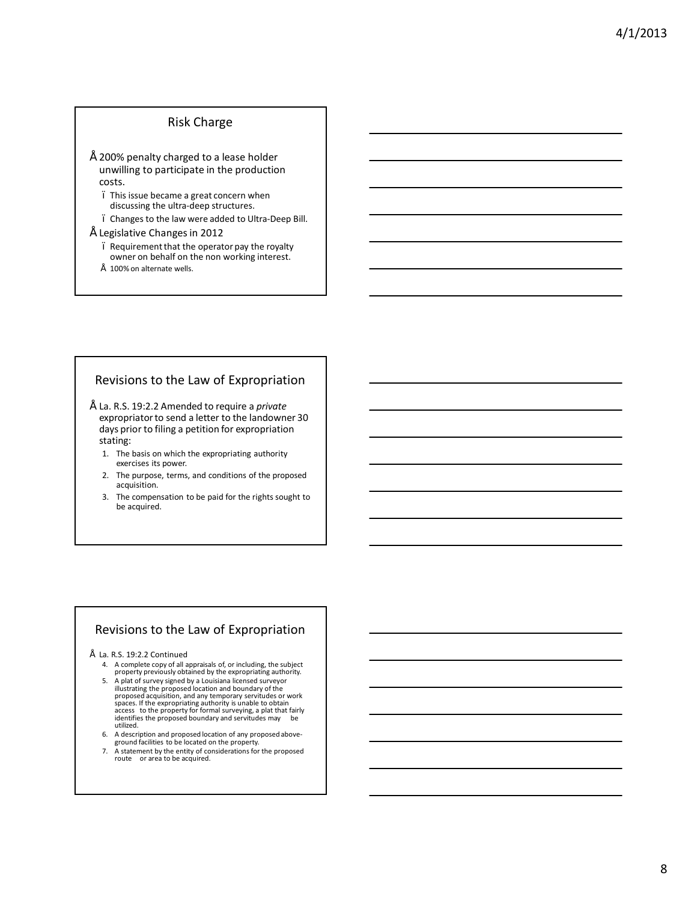## Risk Charge

- 200% penalty charged to a lease holder unwilling to participate in the production costs.
  - This issue became a great concern when discussing the ultra-deep structures.
  - Changes to the law were added to Ultra-Deep Bill.
- Legislative Changes in 2012
  - Requirement that the operator pay the royalty owner on behalf on the non working interest.
  - 100% on alternate wells.

## Revisions to the Law of Expropriation

- La. R.S. 19:2.2 Amended to require a *private* expropriator to send a letter to the landowner 30 days prior to filing a petition for expropriation stating:
  1. The basis on which the expropriating authority exercises its power.
  2. The purpose, terms, and conditions of the proposed acquisition.
  3. The compensation to be paid for the rights sought to be acquired.

## Revisions to the Law of Expropriation

- La. R.S. 19:2.2 Continued
  4. A complete copy of all appraisals of, or including, the subject property previously obtained by the expropriating authority.
  5. A plat of survey signed by a Louisiana licensed surveyor illustrating the proposed location and boundary of the proposed acquisition, and any temporary servitudes or work spaces. If the expropriating authority is unable to obtain access to the property for formal surveying, a plat that fairly identifies the proposed boundary and servitudes may be utilized.
  6. A description and proposed location of any proposed above-ground facilities to be located on the property.
  7. A statement by the entity of considerations for the proposed route or area to be acquired.